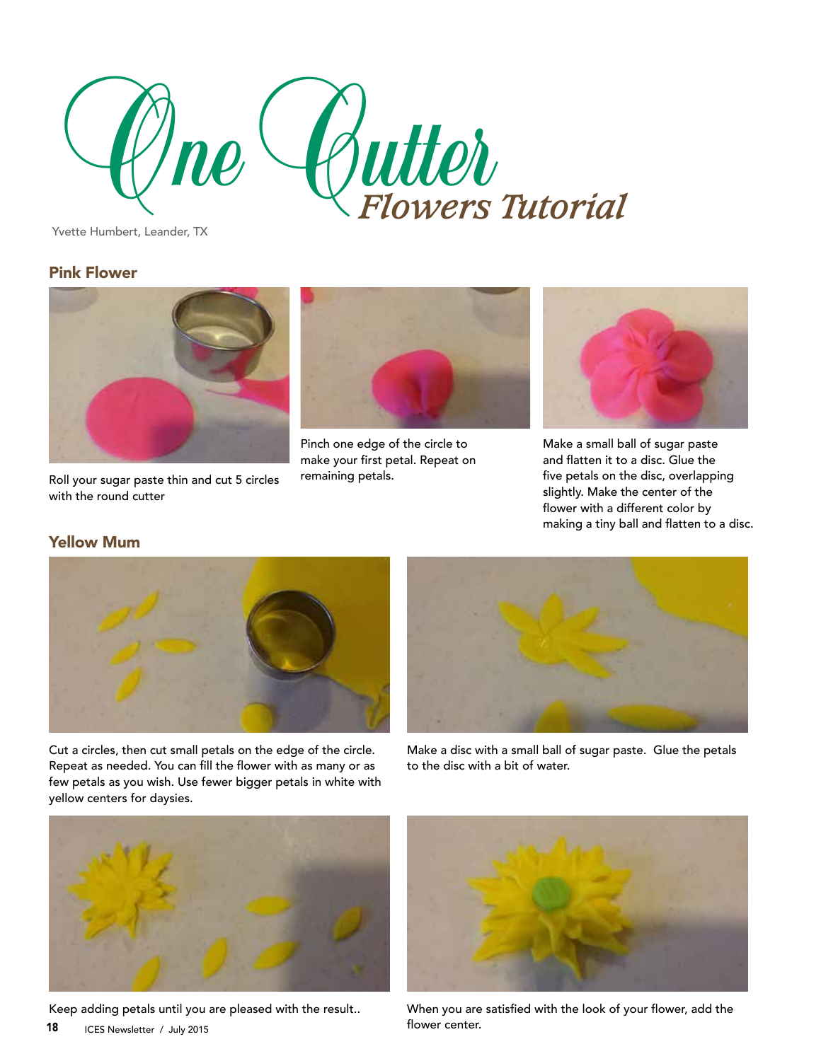# One Cutter Flowers Tutorial

Yvette Humbert, Leander, TX

## Pink Flower

Roll your sugar paste thin and cut 5 circles with the round cutter

Pinch one edge of the circle to make your first petal. Repeat on remaining petals.

Make a small ball of sugar paste and flatten it to a disc. Glue the five petals on the disc, overlapping slightly. Make the center of the flower with a different color by making a tiny ball and flatten to a disc.

## Yellow Mum

Cut a circles, then cut small petals on the edge of the circle. Repeat as needed. You can fill the flower with as many or as few petals as you wish. Use fewer bigger petals in white with yellow centers for daysies.

Make a disc with a small ball of sugar paste. Glue the petals to the disc with a bit of water.

Keep adding petals until you are pleased with the result..

When you are satisfied with the look of your flower, add the flower center.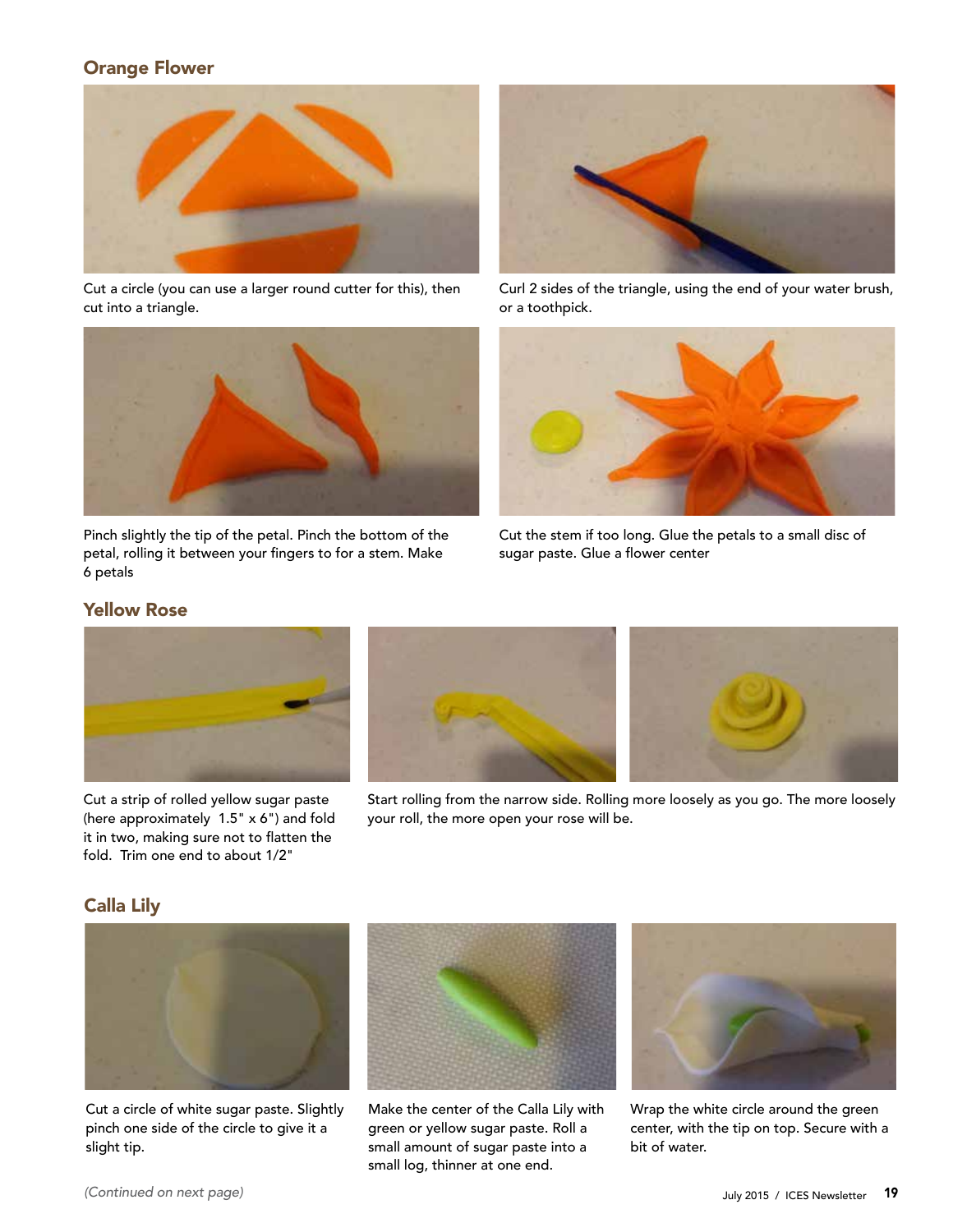## Orange Flower

Cut a circle (you can use a larger round cutter for this), then cut into a triangle.

Curl 2 sides of the triangle, using the end of your water brush, or a toothpick.

Pinch slightly the tip of the petal. Pinch the bottom of the petal, rolling it between your fingers to for a stem. Make 6 petals

Cut the stem if too long. Glue the petals to a small disc of sugar paste. Glue a flower center

## Yellow Rose

Cut a strip of rolled yellow sugar paste (here approximately 1.5" x 6") and fold it in two, making sure not to flatten the fold. Trim one end to about 1/2"

Start rolling from the narrow side. Rolling more loosely as you go. The more loosely your roll, the more open your rose will be.

## Calla Lily

Cut a circle of white sugar paste. Slightly pinch one side of the circle to give it a slight tip.

Make the center of the Calla Lily with green or yellow sugar paste. Roll a small amount of sugar paste into a small log, thinner at one end.

Wrap the white circle around the green center, with the tip on top. Secure with a bit of water.

*(Continued on next page)*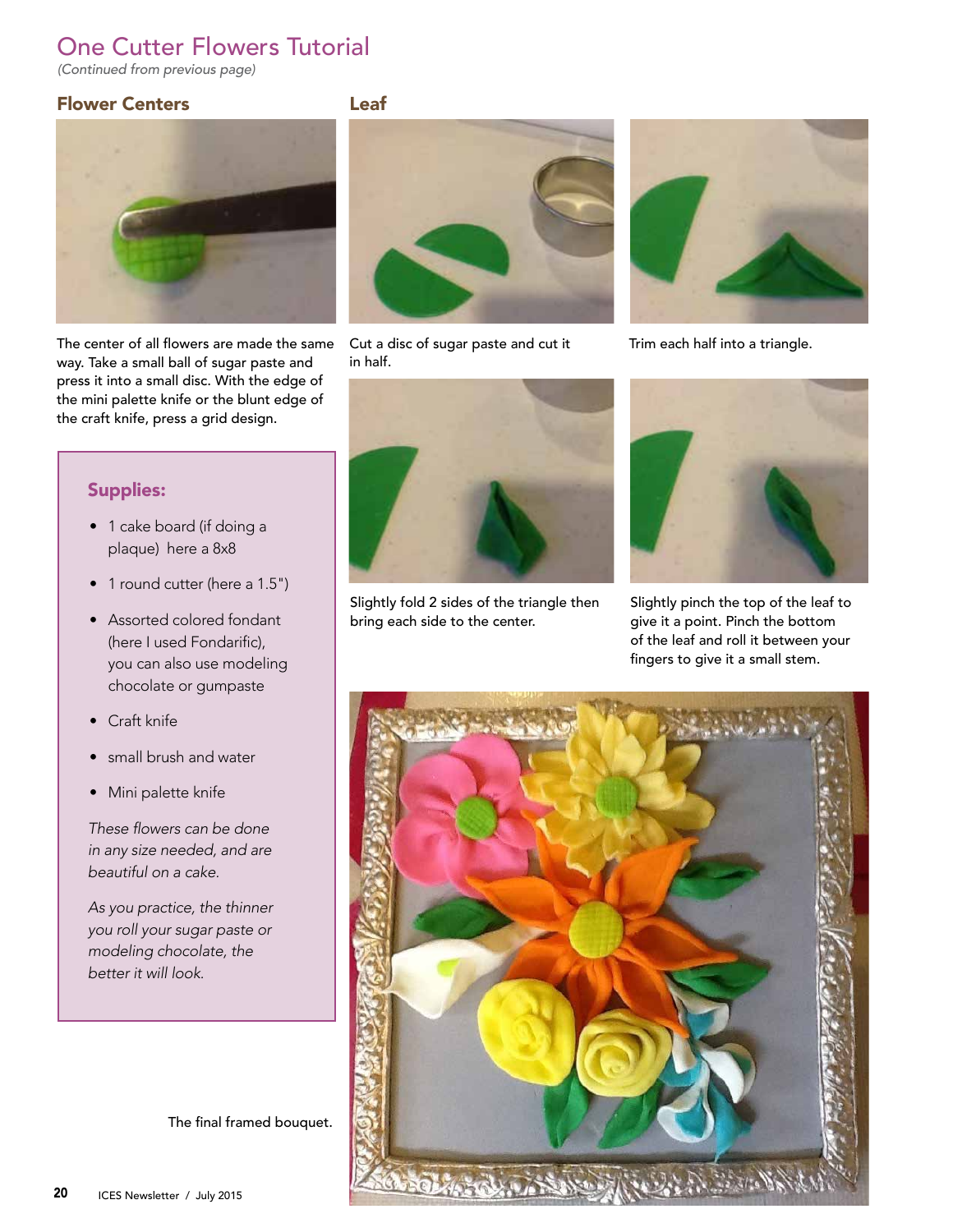# One Cutter Flowers Tutorial

*(Continued from previous page)*

## Flower Centers

The center of all flowers are made the same way. Take a small ball of sugar paste and press it into a small disc. With the edge of the mini palette knife or the blunt edge of the craft knife, press a grid design.

### Supplies:

- 1 cake board (if doing a plaque) here a 8x8
- 1 round cutter (here a 1.5")
- Assorted colored fondant (here I used Fondarific), you can also use modeling chocolate or gumpaste
- Craft knife
- small brush and water
- Mini palette knife

*These flowers can be done in any size needed, and are beautiful on a cake.*

*As you practice, the thinner you roll your sugar paste or modeling chocolate, the better it will look.*

## Leaf

Cut a disc of sugar paste and cut it in half.

Trim each half into a triangle.

Slightly fold 2 sides of the triangle then bring each side to the center.

Slightly pinch the top of the leaf to give it a point. Pinch the bottom of the leaf and roll it between your fingers to give it a small stem.

The final framed bouquet.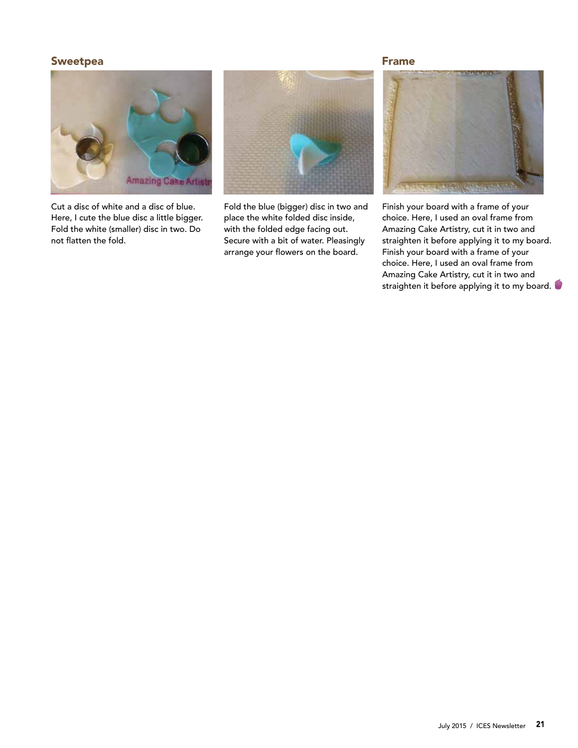## Sweetpea

Cut a disc of white and a disc of blue. Here, I cute the blue disc a little bigger. Fold the white (smaller) disc in two. Do not flatten the fold.

Fold the blue (bigger) disc in two and place the white folded disc inside, with the folded edge facing out. Secure with a bit of water. Pleasingly arrange your flowers on the board.

## Frame

Finish your board with a frame of your choice. Here, I used an oval frame from Amazing Cake Artistry, cut it in two and straighten it before applying it to my board. Finish your board with a frame of your choice. Here, I used an oval frame from Amazing Cake Artistry, cut it in two and straighten it before applying it to my board.